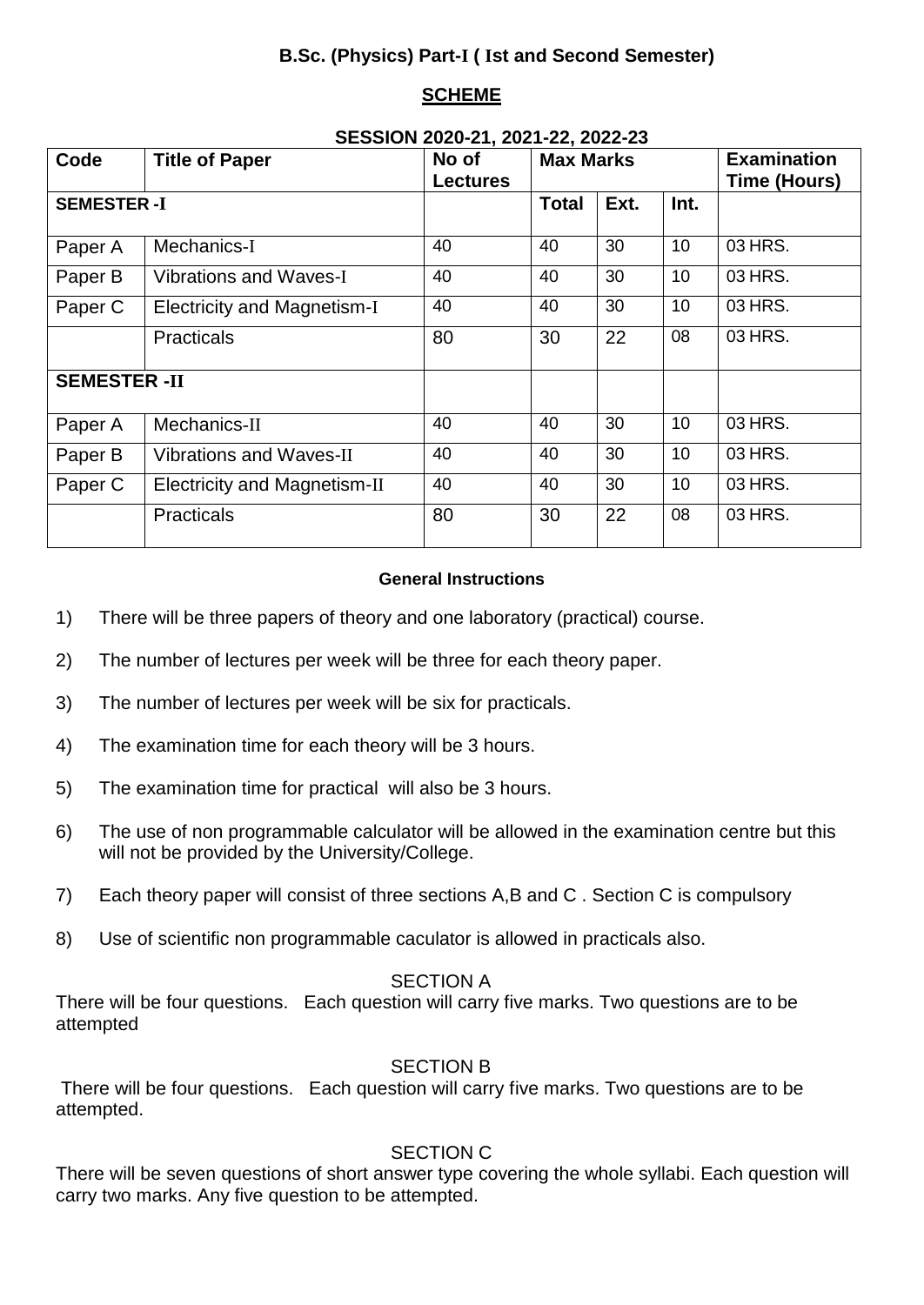**B.Sc. (Physics) Part-I ( Ist and Second Semester)**

## SCHEME

**SESSION 2020-21, 2021-22, 2022-23**

| Code | Title of Paper | No of Lectures | Max Marks | | | Examination Time (Hours) |
|---|---|---|---|---|---|---|
| **SEMESTER -I** | | | **Total** | **Ext.** | **Int.** | |
| Paper A | Mechanics-I | 40 | 40 | 30 | 10 | 03 HRS. |
| Paper B | Vibrations and Waves-I | 40 | 40 | 30 | 10 | 03 HRS. |
| Paper C | Electricity and Magnetism-I | 40 | 40 | 30 | 10 | 03 HRS. |
| | Practicals | 80 | 30 | 22 | 08 | 03 HRS. |
| **SEMESTER -II** | | | | | | |
| Paper A | Mechanics-II | 40 | 40 | 30 | 10 | 03 HRS. |
| Paper B | Vibrations and Waves-II | 40 | 40 | 30 | 10 | 03 HRS. |
| Paper C | Electricity and Magnetism-II | 40 | 40 | 30 | 10 | 03 HRS. |
| | Practicals | 80 | 30 | 22 | 08 | 03 HRS. |

**General Instructions**

1) There will be three papers of theory and one laboratory (practical) course.
2) The number of lectures per week will be three for each theory paper.
3) The number of lectures per week will be six for practicals.
4) The examination time for each theory will be 3 hours.
5) The examination time for practical will also be 3 hours.
6) The use of non programmable calculator will be allowed in the examination centre but this will not be provided by the University/College.
7) Each theory paper will consist of three sections A,B and C . Section C is compulsory
8) Use of scientific non programmable caculator is allowed in practicals also.

SECTION A

There will be four questions. Each question will carry five marks. Two questions are to be attempted

SECTION B

There will be four questions. Each question will carry five marks. Two questions are to be attempted.

SECTION C

There will be seven questions of short answer type covering the whole syllabi. Each question will carry two marks. Any five question to be attempted.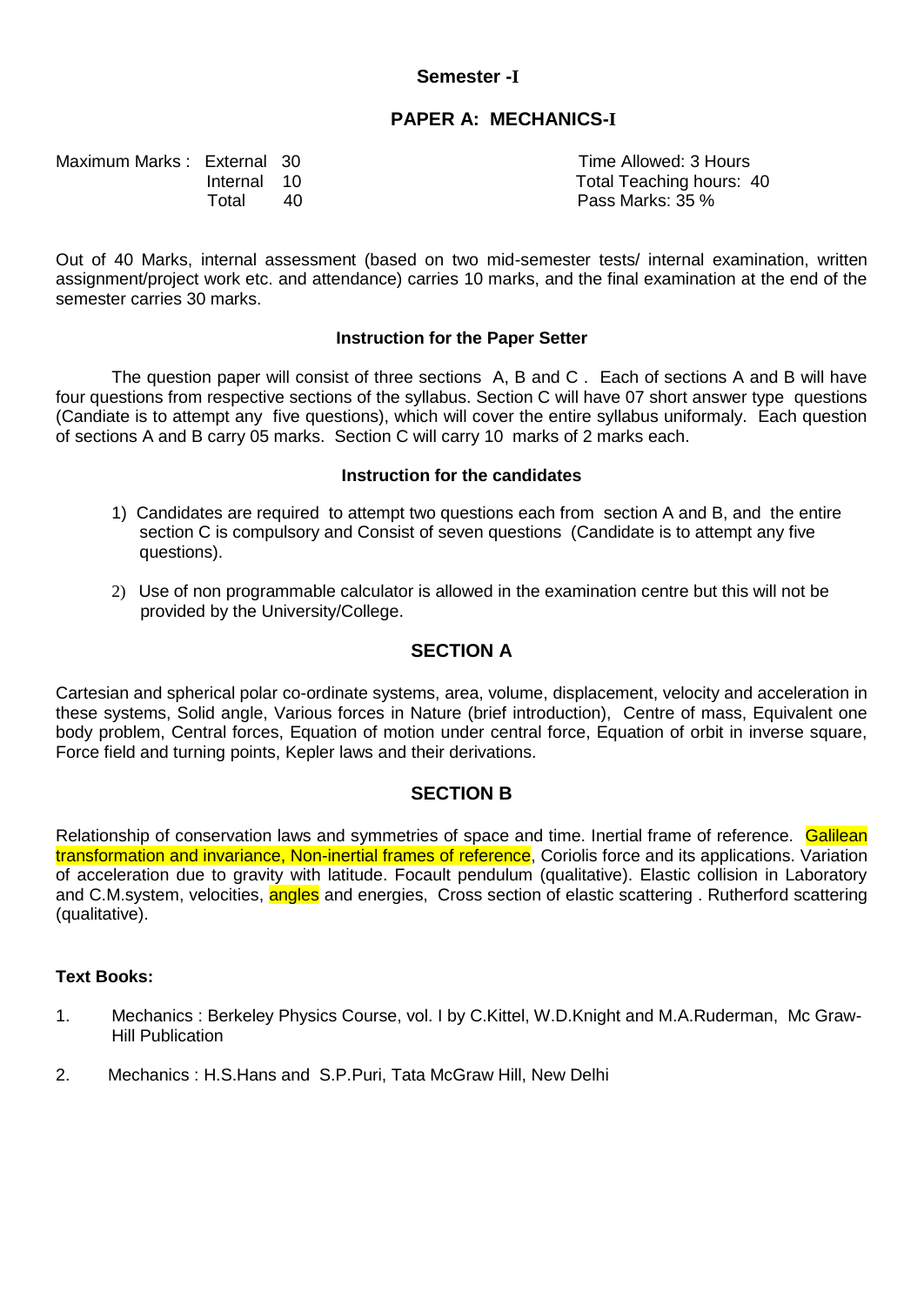## Semester -I

## PAPER A: MECHANICS-I

| Maximum Marks : | External | 30 | Time Allowed: 3 Hours |
|---|---|---|---|
| | Internal | 10 | Total Teaching hours: 40 |
| | Total | 40 | Pass Marks: 35 % |

Out of 40 Marks, internal assessment (based on two mid-semester tests/ internal examination, written assignment/project work etc. and attendance) carries 10 marks, and the final examination at the end of the semester carries 30 marks.

### Instruction for the Paper Setter

The question paper will consist of three sections A, B and C . Each of sections A and B will have four questions from respective sections of the syllabus. Section C will have 07 short answer type questions (Candiate is to attempt any five questions), which will cover the entire syllabus uniformaly. Each question of sections A and B carry 05 marks. Section C will carry 10 marks of 2 marks each.

### Instruction for the candidates

1) Candidates are required to attempt two questions each from section A and B, and the entire section C is compulsory and Consist of seven questions (Candidate is to attempt any five questions).

2) Use of non programmable calculator is allowed in the examination centre but this will not be provided by the University/College.

## SECTION A

Cartesian and spherical polar co-ordinate systems, area, volume, displacement, velocity and acceleration in these systems, Solid angle, Various forces in Nature (brief introduction), Centre of mass, Equivalent one body problem, Central forces, Equation of motion under central force, Equation of orbit in inverse square, Force field and turning points, Kepler laws and their derivations.

## SECTION B

Relationship of conservation laws and symmetries of space and time. Inertial frame of reference. Galilean transformation and invariance, Non-inertial frames of reference, Coriolis force and its applications. Variation of acceleration due to gravity with latitude. Focault pendulum (qualitative). Elastic collision in Laboratory and C.M.system, velocities, angles and energies, Cross section of elastic scattering . Rutherford scattering (qualitative).

**Text Books:**

1. Mechanics : Berkeley Physics Course, vol. I by C.Kittel, W.D.Knight and M.A.Ruderman, Mc Graw-Hill Publication

2. Mechanics : H.S.Hans and S.P.Puri, Tata McGraw Hill, New Delhi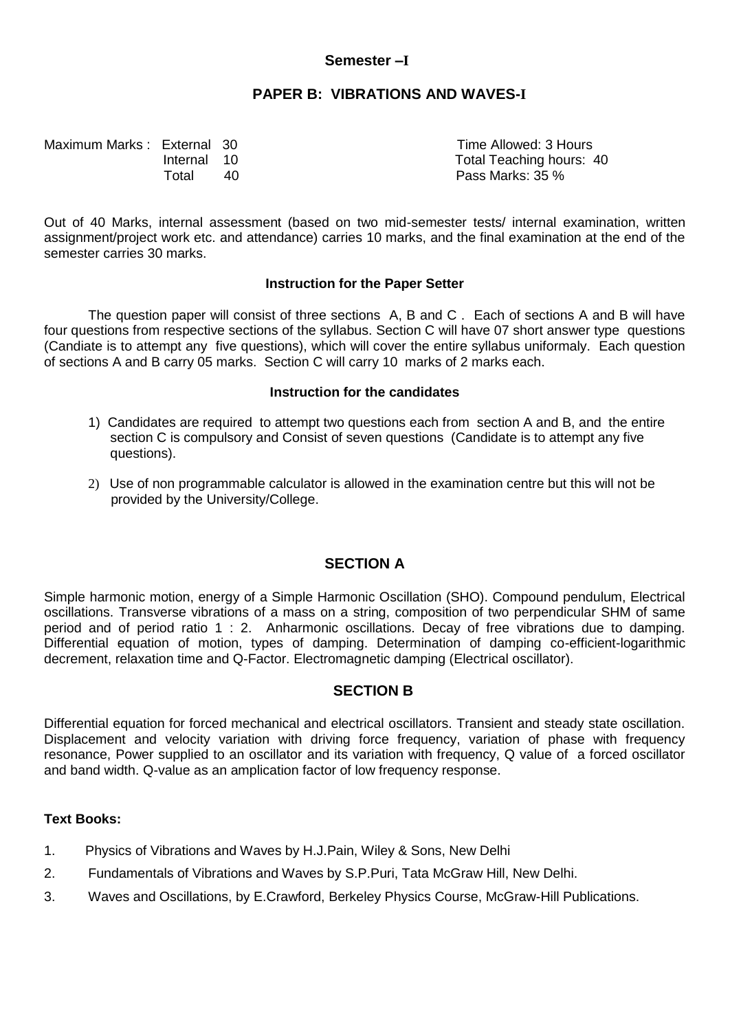**Semester –I**

## PAPER B: VIBRATIONS AND WAVES-I

| Maximum Marks : | External | 30 | Time Allowed: 3 Hours |
|---|---|---|---|
| | Internal | 10 | Total Teaching hours: 40 |
| | Total | 40 | Pass Marks: 35 % |

Out of 40 Marks, internal assessment (based on two mid-semester tests/ internal examination, written assignment/project work etc. and attendance) carries 10 marks, and the final examination at the end of the semester carries 30 marks.

**Instruction for the Paper Setter**

The question paper will consist of three sections A, B and C . Each of sections A and B will have four questions from respective sections of the syllabus. Section C will have 07 short answer type questions (Candiate is to attempt any five questions), which will cover the entire syllabus uniformaly. Each question of sections A and B carry 05 marks. Section C will carry 10 marks of 2 marks each.

**Instruction for the candidates**

1) Candidates are required to attempt two questions each from section A and B, and the entire section C is compulsory and Consist of seven questions (Candidate is to attempt any five questions).
2) Use of non programmable calculator is allowed in the examination centre but this will not be provided by the University/College.

### SECTION A

Simple harmonic motion, energy of a Simple Harmonic Oscillation (SHO). Compound pendulum, Electrical oscillations. Transverse vibrations of a mass on a string, composition of two perpendicular SHM of same period and of period ratio 1 : 2. Anharmonic oscillations. Decay of free vibrations due to damping. Differential equation of motion, types of damping. Determination of damping co-efficient-logarithmic decrement, relaxation time and Q-Factor. Electromagnetic damping (Electrical oscillator).

### SECTION B

Differential equation for forced mechanical and electrical oscillators. Transient and steady state oscillation. Displacement and velocity variation with driving force frequency, variation of phase with frequency resonance, Power supplied to an oscillator and its variation with frequency, Q value of a forced oscillator and band width. Q-value as an amplication factor of low frequency response.

**Text Books:**

1. Physics of Vibrations and Waves by H.J.Pain, Wiley & Sons, New Delhi
2. Fundamentals of Vibrations and Waves by S.P.Puri, Tata McGraw Hill, New Delhi.
3. Waves and Oscillations, by E.Crawford, Berkeley Physics Course, McGraw-Hill Publications.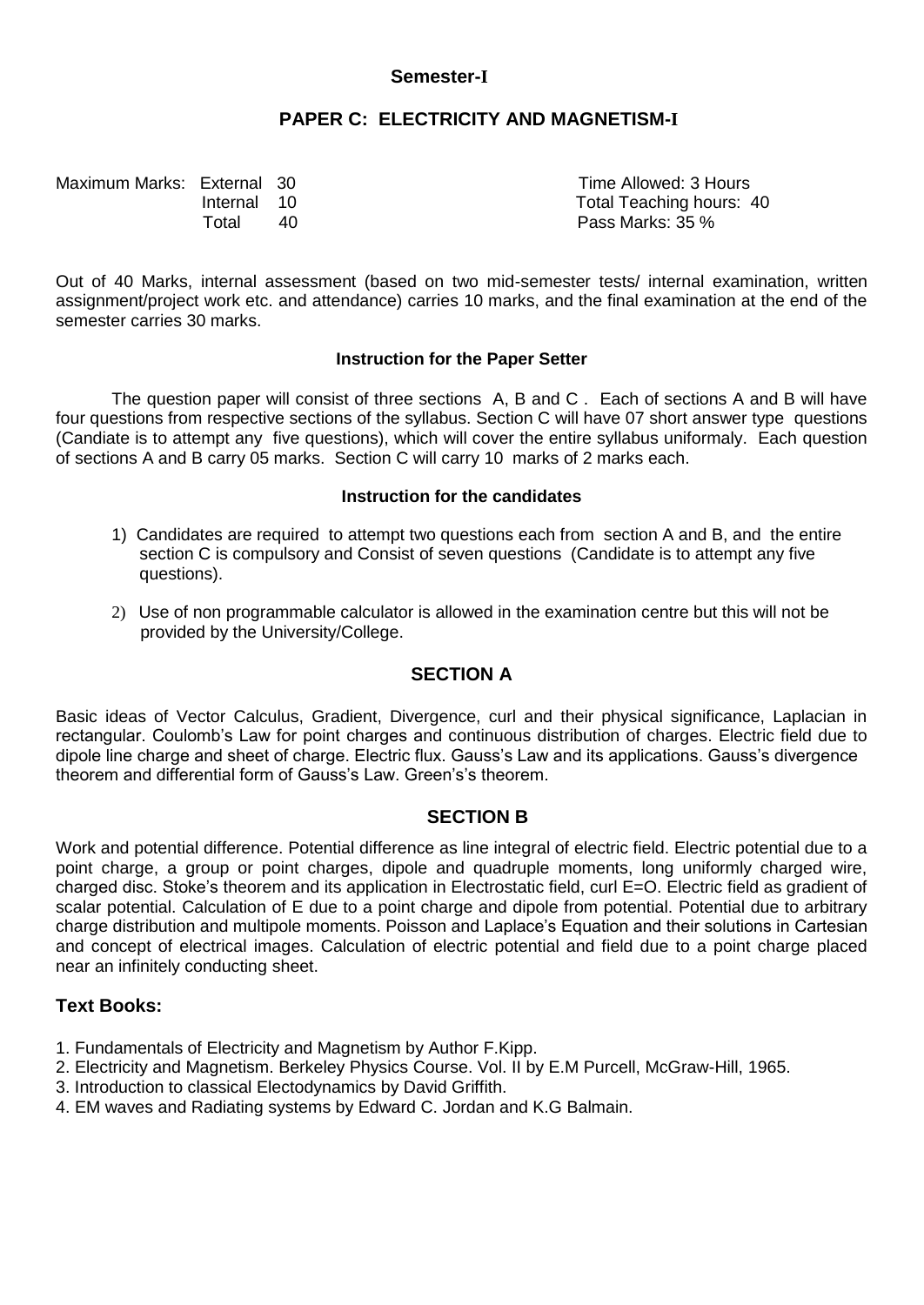**Semester-I**

## PAPER C: ELECTRICITY AND MAGNETISM-I

Maximum Marks: External 30
Internal 10
Total 40

Time Allowed: 3 Hours
Total Teaching hours: 40
Pass Marks: 35 %

Out of 40 Marks, internal assessment (based on two mid-semester tests/ internal examination, written assignment/project work etc. and attendance) carries 10 marks, and the final examination at the end of the semester carries 30 marks.

### Instruction for the Paper Setter

The question paper will consist of three sections A, B and C . Each of sections A and B will have four questions from respective sections of the syllabus. Section C will have 07 short answer type questions (Candiate is to attempt any five questions), which will cover the entire syllabus uniformaly. Each question of sections A and B carry 05 marks. Section C will carry 10 marks of 2 marks each.

### Instruction for the candidates

1) Candidates are required to attempt two questions each from section A and B, and the entire section C is compulsory and Consist of seven questions (Candidate is to attempt any five questions).

2) Use of non programmable calculator is allowed in the examination centre but this will not be provided by the University/College.

## SECTION A

Basic ideas of Vector Calculus, Gradient, Divergence, curl and their physical significance, Laplacian in rectangular. Coulomb's Law for point charges and continuous distribution of charges. Electric field due to dipole line charge and sheet of charge. Electric flux. Gauss's Law and its applications. Gauss's divergence theorem and differential form of Gauss's Law. Green's's theorem.

## SECTION B

Work and potential difference. Potential difference as line integral of electric field. Electric potential due to a point charge, a group or point charges, dipole and quadruple moments, long uniformly charged wire, charged disc. Stoke's theorem and its application in Electrostatic field, curl E=O. Electric field as gradient of scalar potential. Calculation of E due to a point charge and dipole from potential. Potential due to arbitrary charge distribution and multipole moments. Poisson and Laplace's Equation and their solutions in Cartesian and concept of electrical images. Calculation of electric potential and field due to a point charge placed near an infinitely conducting sheet.

### Text Books:

1. Fundamentals of Electricity and Magnetism by Author F.Kipp.
2. Electricity and Magnetism. Berkeley Physics Course. Vol. II by E.M Purcell, McGraw-Hill, 1965.
3. Introduction to classical Electodynamics by David Griffith.
4. EM waves and Radiating systems by Edward C. Jordan and K.G Balmain.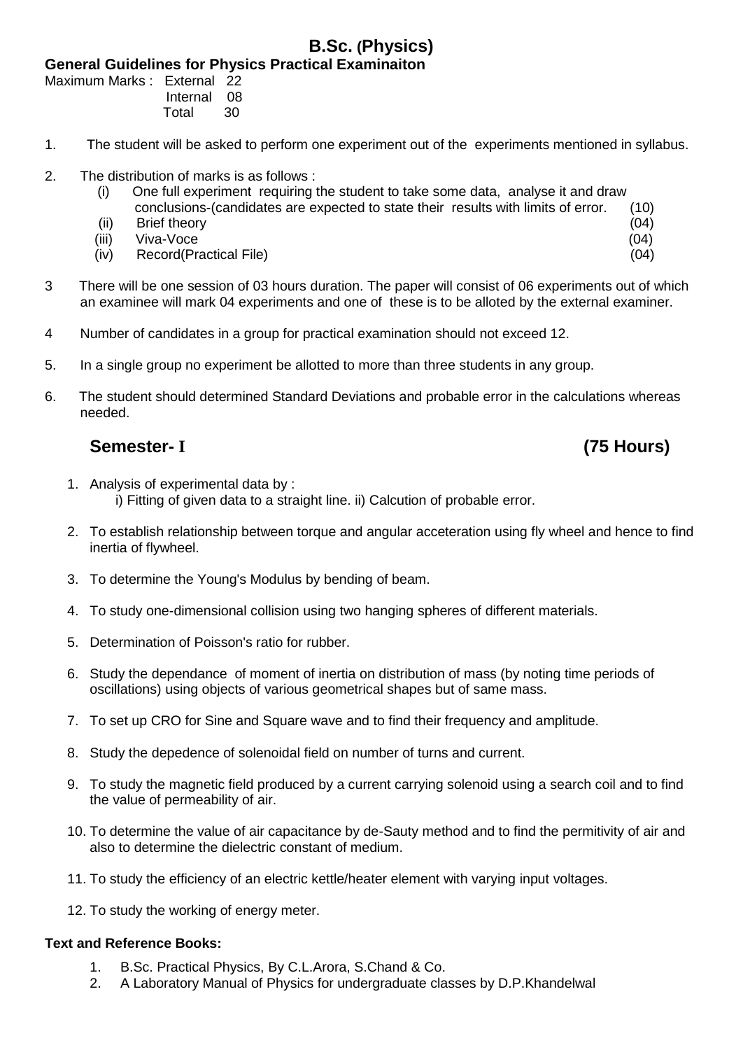# B.Sc. (Physics)

**General Guidelines for Physics Practical Examinaiton**

Maximum Marks : External 22
Internal 08
Total 30

1. The student will be asked to perform one experiment out of the experiments mentioned in syllabus.

2. The distribution of marks is as follows :
   - (i) One full experiment requiring the student to take some data, analyse it and draw conclusions-(candidates are expected to state their results with limits of error. (10)
   - (ii) Brief theory (04)
   - (iii) Viva-Voce (04)
   - (iv) Record(Practical File) (04)

3 There will be one session of 03 hours duration. The paper will consist of 06 experiments out of which an examinee will mark 04 experiments and one of these is to be alloted by the external examiner.

4 Number of candidates in a group for practical examination should not exceed 12.

5. In a single group no experiment be allotted to more than three students in any group.

6. The student should determined Standard Deviations and probable error in the calculations whereas needed.

## Semester- I (75 Hours)

1. Analysis of experimental data by :
   i) Fitting of given data to a straight line. ii) Calcution of probable error.
2. To establish relationship between torque and angular acceteration using fly wheel and hence to find inertia of flywheel.
3. To determine the Young's Modulus by bending of beam.
4. To study one-dimensional collision using two hanging spheres of different materials.
5. Determination of Poisson's ratio for rubber.
6. Study the dependance of moment of inertia on distribution of mass (by noting time periods of oscillations) using objects of various geometrical shapes but of same mass.
7. To set up CRO for Sine and Square wave and to find their frequency and amplitude.
8. Study the depedence of solenoidal field on number of turns and current.
9. To study the magnetic field produced by a current carrying solenoid using a search coil and to find the value of permeability of air.
10. To determine the value of air capacitance by de-Sauty method and to find the permitivity of air and also to determine the dielectric constant of medium.
11. To study the efficiency of an electric kettle/heater element with varying input voltages.
12. To study the working of energy meter.

**Text and Reference Books:**

1. B.Sc. Practical Physics, By C.L.Arora, S.Chand & Co.
2. A Laboratory Manual of Physics for undergraduate classes by D.P.Khandelwal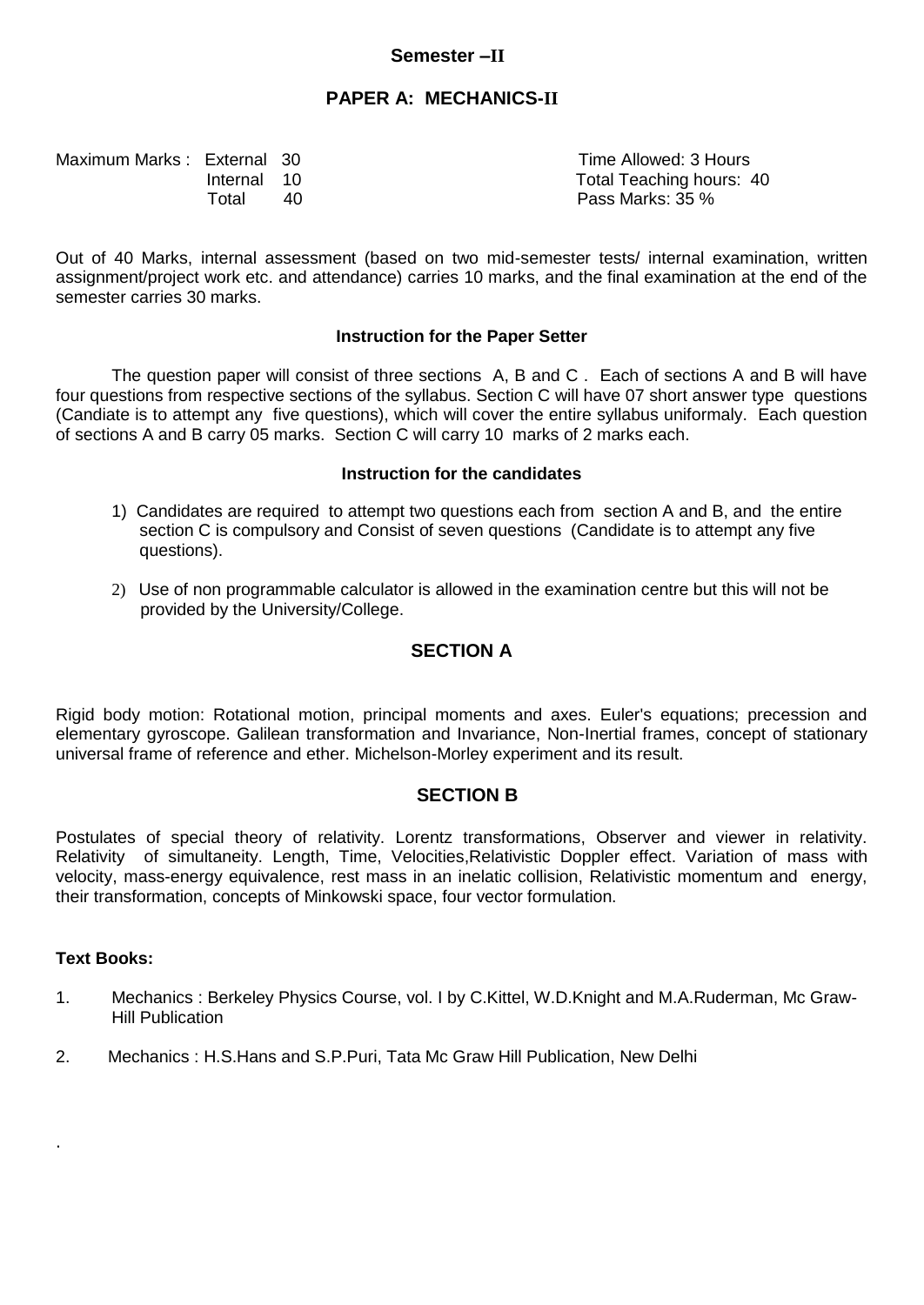## Semester –II

## PAPER A: MECHANICS-II

| | | |
|---|---|---|
| Maximum Marks : External 30 | | Time Allowed: 3 Hours |
| Internal 10 | | Total Teaching hours: 40 |
| Total 40 | | Pass Marks: 35 % |

Out of 40 Marks, internal assessment (based on two mid-semester tests/ internal examination, written assignment/project work etc. and attendance) carries 10 marks, and the final examination at the end of the semester carries 30 marks.

### Instruction for the Paper Setter

The question paper will consist of three sections A, B and C . Each of sections A and B will have four questions from respective sections of the syllabus. Section C will have 07 short answer type questions (Candiate is to attempt any five questions), which will cover the entire syllabus uniformaly. Each question of sections A and B carry 05 marks. Section C will carry 10 marks of 2 marks each.

### Instruction for the candidates

1) Candidates are required to attempt two questions each from section A and B, and the entire section C is compulsory and Consist of seven questions (Candidate is to attempt any five questions).
2) Use of non programmable calculator is allowed in the examination centre but this will not be provided by the University/College.

## SECTION A

Rigid body motion: Rotational motion, principal moments and axes. Euler's equations; precession and elementary gyroscope. Galilean transformation and Invariance, Non-Inertial frames, concept of stationary universal frame of reference and ether. Michelson-Morley experiment and its result.

## SECTION B

Postulates of special theory of relativity. Lorentz transformations, Observer and viewer in relativity. Relativity of simultaneity. Length, Time, Velocities,Relativistic Doppler effect. Variation of mass with velocity, mass-energy equivalence, rest mass in an inelatic collision, Relativistic momentum and energy, their transformation, concepts of Minkowski space, four vector formulation.

### Text Books:

1. Mechanics : Berkeley Physics Course, vol. I by C.Kittel, W.D.Knight and M.A.Ruderman, Mc Graw-Hill Publication
2. Mechanics : H.S.Hans and S.P.Puri, Tata Mc Graw Hill Publication, New Delhi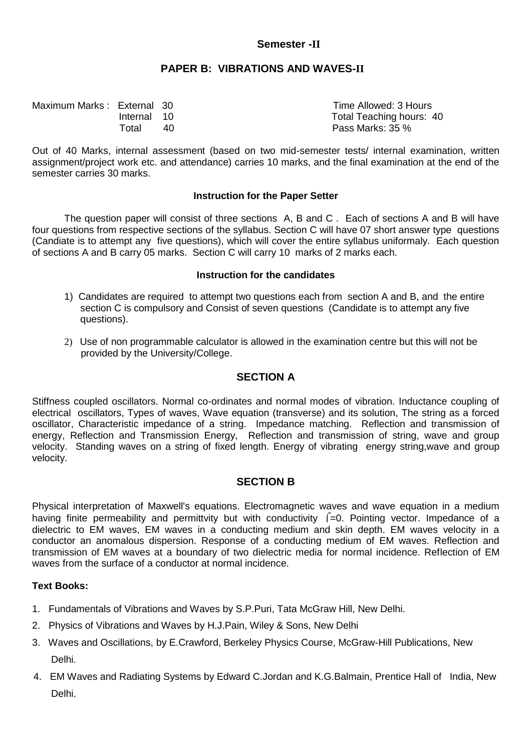## Semester -II

## PAPER B: VIBRATIONS AND WAVES-II

| Maximum Marks : | External | 30 | Time Allowed: 3 Hours |
|---|---|---|---|
| | Internal | 10 | Total Teaching hours: 40 |
| | Total | 40 | Pass Marks: 35 % |

Out of 40 Marks, internal assessment (based on two mid-semester tests/ internal examination, written assignment/project work etc. and attendance) carries 10 marks, and the final examination at the end of the semester carries 30 marks.

### Instruction for the Paper Setter

The question paper will consist of three sections A, B and C . Each of sections A and B will have four questions from respective sections of the syllabus. Section C will have 07 short answer type questions (Candiate is to attempt any five questions), which will cover the entire syllabus uniformaly. Each question of sections A and B carry 05 marks. Section C will carry 10 marks of 2 marks each.

### Instruction for the candidates

1) Candidates are required to attempt two questions each from section A and B, and the entire section C is compulsory and Consist of seven questions (Candidate is to attempt any five questions).

2) Use of non programmable calculator is allowed in the examination centre but this will not be provided by the University/College.

## SECTION A

Stiffness coupled oscillators. Normal co-ordinates and normal modes of vibration. Inductance coupling of electrical oscillators, Types of waves, Wave equation (transverse) and its solution, The string as a forced oscillator, Characteristic impedance of a string. Impedance matching. Reflection and transmission of energy, Reflection and Transmission Energy, Reflection and transmission of string, wave and group velocity. Standing waves on a string of fixed length. Energy of vibrating energy string,wave and group velocity.

## SECTION B

Physical interpretation of Maxwell's equations. Electromagnetic waves and wave equation in a medium having finite permeability and permittvity but with conductivity $\sigma$=0. Pointing vector. Impedance of a dielectric to EM waves, EM waves in a conducting medium and skin depth. EM waves velocity in a conductor an anomalous dispersion. Response of a conducting medium of EM waves. Reflection and transmission of EM waves at a boundary of two dielectric media for normal incidence. Reflection of EM waves from the surface of a conductor at normal incidence.

**Text Books:**

1. Fundamentals of Vibrations and Waves by S.P.Puri, Tata McGraw Hill, New Delhi.
2. Physics of Vibrations and Waves by H.J.Pain, Wiley & Sons, New Delhi
3. Waves and Oscillations, by E.Crawford, Berkeley Physics Course, McGraw-Hill Publications, New Delhi.
4. EM Waves and Radiating Systems by Edward C.Jordan and K.G.Balmain, Prentice Hall of India, New Delhi.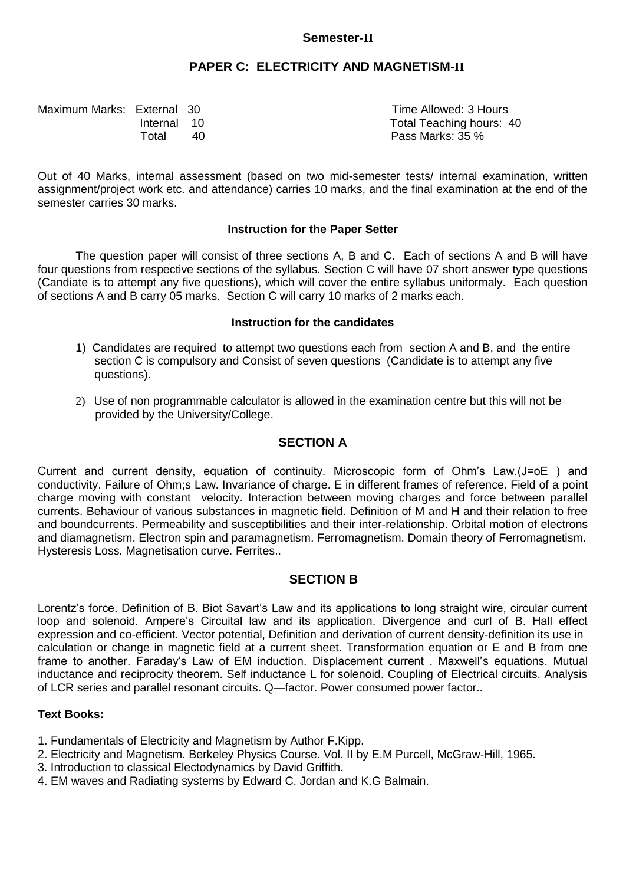**Semester-II**

## PAPER C: ELECTRICITY AND MAGNETISM-II

| | | |
|---|---|---|
| Maximum Marks: External 30 | | Time Allowed: 3 Hours |
| Internal 10 | | Total Teaching hours: 40 |
| Total 40 | | Pass Marks: 35 % |

Out of 40 Marks, internal assessment (based on two mid-semester tests/ internal examination, written assignment/project work etc. and attendance) carries 10 marks, and the final examination at the end of the semester carries 30 marks.

### Instruction for the Paper Setter

The question paper will consist of three sections A, B and C. Each of sections A and B will have four questions from respective sections of the syllabus. Section C will have 07 short answer type questions (Candiate is to attempt any five questions), which will cover the entire syllabus uniformaly. Each question of sections A and B carry 05 marks. Section C will carry 10 marks of 2 marks each.

### Instruction for the candidates

1) Candidates are required to attempt two questions each from section A and B, and the entire section C is compulsory and Consist of seven questions (Candidate is to attempt any five questions).
2) Use of non programmable calculator is allowed in the examination centre but this will not be provided by the University/College.

## SECTION A

Current and current density, equation of continuity. Microscopic form of Ohm's Law.(J=oE ) and conductivity. Failure of Ohm;s Law. Invariance of charge. E in different frames of reference. Field of a point charge moving with constant velocity. Interaction between moving charges and force between parallel currents. Behaviour of various substances in magnetic field. Definition of M and H and their relation to free and boundcurrents. Permeability and susceptibilities and their inter-relationship. Orbital motion of electrons and diamagnetism. Electron spin and paramagnetism. Ferromagnetism. Domain theory of Ferromagnetism. Hysteresis Loss. Magnetisation curve. Ferrites..

## SECTION B

Lorentz's force. Definition of B. Biot Savart's Law and its applications to long straight wire, circular current loop and solenoid. Ampere's Circuital law and its application. Divergence and curl of B. Hall effect expression and co-efficient. Vector potential, Definition and derivation of current density-definition its use in calculation or change in magnetic field at a current sheet. Transformation equation or E and B from one frame to another. Faraday's Law of EM induction. Displacement current . Maxwell's equations. Mutual inductance and reciprocity theorem. Self inductance L for solenoid. Coupling of Electrical circuits. Analysis of LCR series and parallel resonant circuits. Q—factor. Power consumed power factor..

**Text Books:**

1. Fundamentals of Electricity and Magnetism by Author F.Kipp.
2. Electricity and Magnetism. Berkeley Physics Course. Vol. II by E.M Purcell, McGraw-Hill, 1965.
3. Introduction to classical Electodynamics by David Griffith.
4. EM waves and Radiating systems by Edward C. Jordan and K.G Balmain.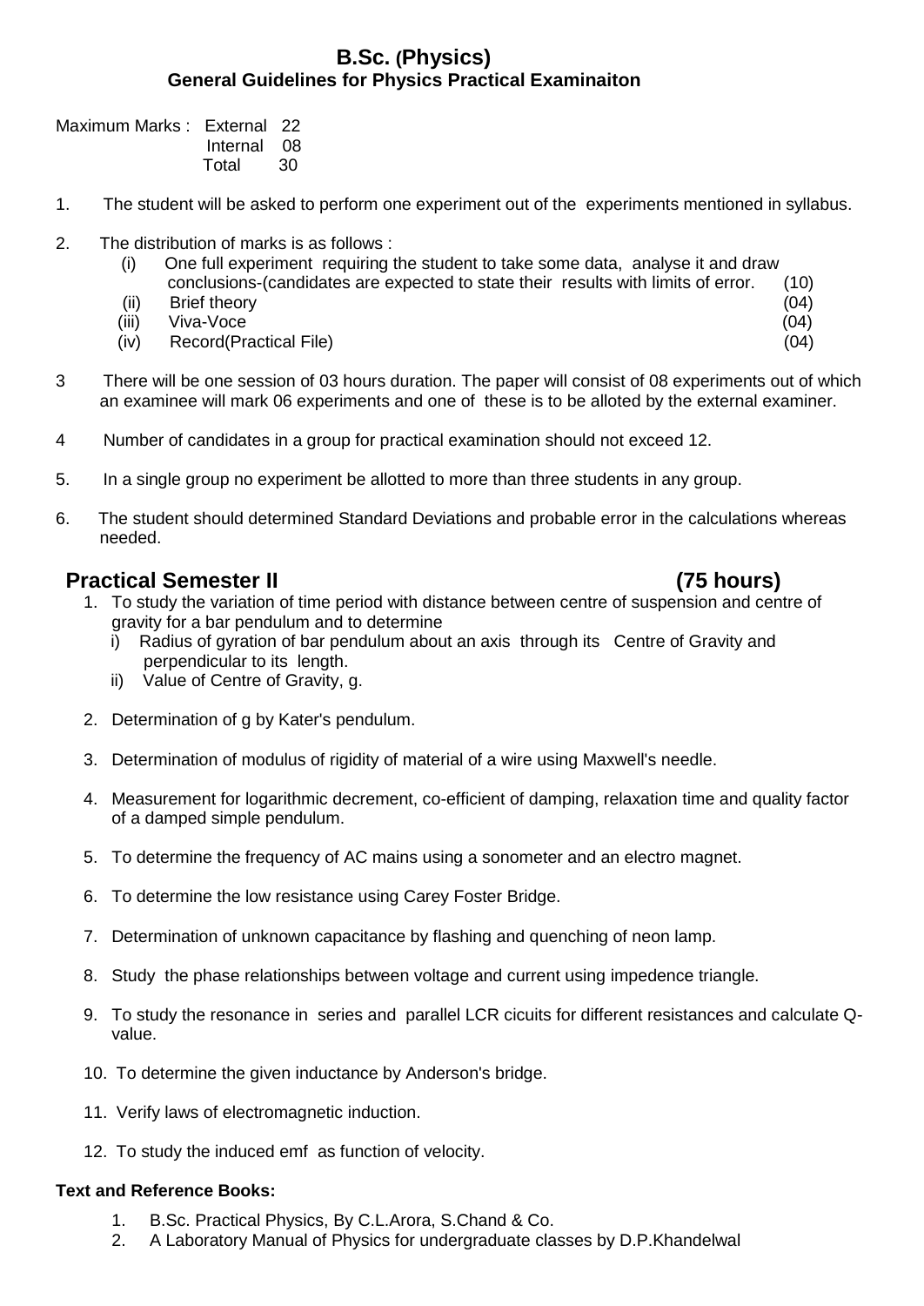# B.Sc. (Physics)

## General Guidelines for Physics Practical Examinaiton

Maximum Marks : External 22
Internal 08
Total 30

1. The student will be asked to perform one experiment out of the experiments mentioned in syllabus.

2. The distribution of marks is as follows :
   - (i) One full experiment requiring the student to take some data, analyse it and draw conclusions-(candidates are expected to state their results with limits of error. (10)
   - (ii) Brief theory (04)
   - (iii) Viva-Voce (04)
   - (iv) Record(Practical File) (04)

3 There will be one session of 03 hours duration. The paper will consist of 08 experiments out of which an examinee will mark 06 experiments and one of these is to be alloted by the external examiner.

4 Number of candidates in a group for practical examination should not exceed 12.

5. In a single group no experiment be allotted to more than three students in any group.

6. The student should determined Standard Deviations and probable error in the calculations whereas needed.

## Practical Semester II (75 hours)

1. To study the variation of time period with distance between centre of suspension and centre of gravity for a bar pendulum and to determine
   - i) Radius of gyration of bar pendulum about an axis through its Centre of Gravity and perpendicular to its length.
   - ii) Value of Centre of Gravity, g.
2. Determination of g by Kater's pendulum.
3. Determination of modulus of rigidity of material of a wire using Maxwell's needle.
4. Measurement for logarithmic decrement, co-efficient of damping, relaxation time and quality factor of a damped simple pendulum.
5. To determine the frequency of AC mains using a sonometer and an electro magnet.
6. To determine the low resistance using Carey Foster Bridge.
7. Determination of unknown capacitance by flashing and quenching of neon lamp.
8. Study the phase relationships between voltage and current using impedence triangle.
9. To study the resonance in series and parallel LCR cicuits for different resistances and calculate Q-value.
10. To determine the given inductance by Anderson's bridge.
11. Verify laws of electromagnetic induction.
12. To study the induced emf as function of velocity.

**Text and Reference Books:**

1. B.Sc. Practical Physics, By C.L.Arora, S.Chand & Co.
2. A Laboratory Manual of Physics for undergraduate classes by D.P.Khandelwal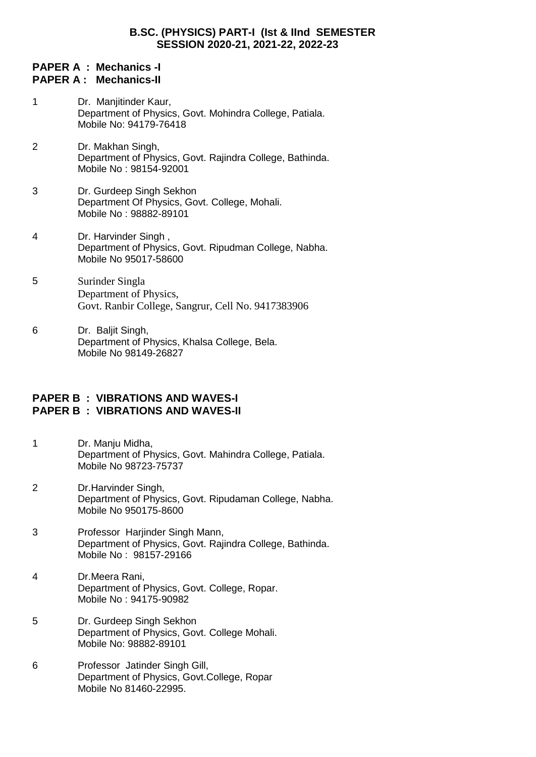**B.SC. (PHYSICS) PART-I (Ist & IInd SEMESTER SESSION 2020-21, 2021-22, 2022-23**

**PAPER A : Mechanics -I**
**PAPER A : Mechanics-II**

1. Dr. Manjitinder Kaur,
   Department of Physics, Govt. Mohindra College, Patiala.
   Mobile No: 94179-76418

2. Dr. Makhan Singh,
   Department of Physics, Govt. Rajindra College, Bathinda.
   Mobile No : 98154-92001

3. Dr. Gurdeep Singh Sekhon
   Department Of Physics, Govt. College, Mohali.
   Mobile No : 98882-89101

4. Dr. Harvinder Singh ,
   Department of Physics, Govt. Ripudman College, Nabha.
   Mobile No 95017-58600

5. Surinder Singla
   Department of Physics,
   Govt. Ranbir College, Sangrur, Cell No. 9417383906

6. Dr. Baljit Singh,
   Department of Physics, Khalsa College, Bela.
   Mobile No 98149-26827

**PAPER B : VIBRATIONS AND WAVES-I**
**PAPER B : VIBRATIONS AND WAVES-II**

1. Dr. Manju Midha,
   Department of Physics, Govt. Mahindra College, Patiala.
   Mobile No 98723-75737

2. Dr.Harvinder Singh,
   Department of Physics, Govt. Ripudaman College, Nabha.
   Mobile No 950175-8600

3. Professor Harjinder Singh Mann,
   Department of Physics, Govt. Rajindra College, Bathinda.
   Mobile No : 98157-29166

4. Dr.Meera Rani,
   Department of Physics, Govt. College, Ropar.
   Mobile No : 94175-90982

5. Dr. Gurdeep Singh Sekhon
   Department of Physics, Govt. College Mohali.
   Mobile No: 98882-89101

6. Professor Jatinder Singh Gill,
   Department of Physics, Govt.College, Ropar
   Mobile No 81460-22995.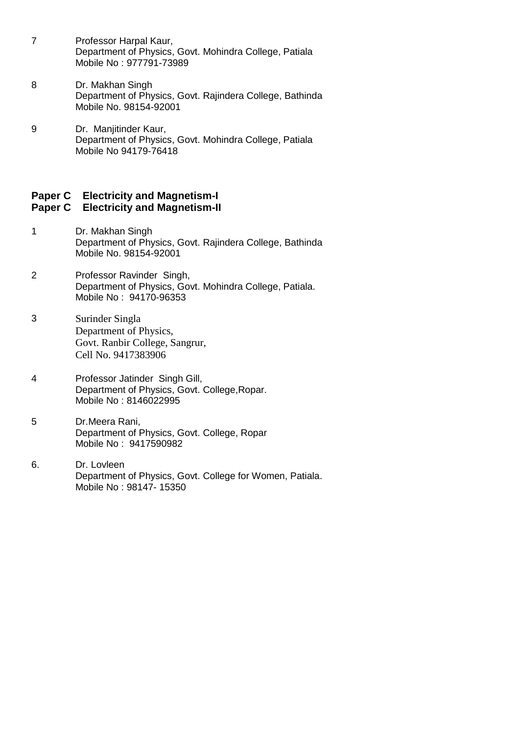7 Professor Harpal Kaur,
Department of Physics, Govt. Mohindra College, Patiala
Mobile No : 977791-73989

8 Dr. Makhan Singh
Department of Physics, Govt. Rajindera College, Bathinda
Mobile No. 98154-92001

9 Dr. Manjitinder Kaur,
Department of Physics, Govt. Mohindra College, Patiala
Mobile No 94179-76418

**Paper C Electricity and Magnetism-I**
**Paper C Electricity and Magnetism-II**

1 Dr. Makhan Singh
Department of Physics, Govt. Rajindera College, Bathinda
Mobile No. 98154-92001

2 Professor Ravinder Singh,
Department of Physics, Govt. Mohindra College, Patiala.
Mobile No : 94170-96353

3 Surinder Singla
Department of Physics,
Govt. Ranbir College, Sangrur,
Cell No. 9417383906

4 Professor Jatinder Singh Gill,
Department of Physics, Govt. College,Ropar.
Mobile No : 8146022995

5 Dr.Meera Rani,
Department of Physics, Govt. College, Ropar
Mobile No : 9417590982

6. Dr. Lovleen
Department of Physics, Govt. College for Women, Patiala.
Mobile No : 98147- 15350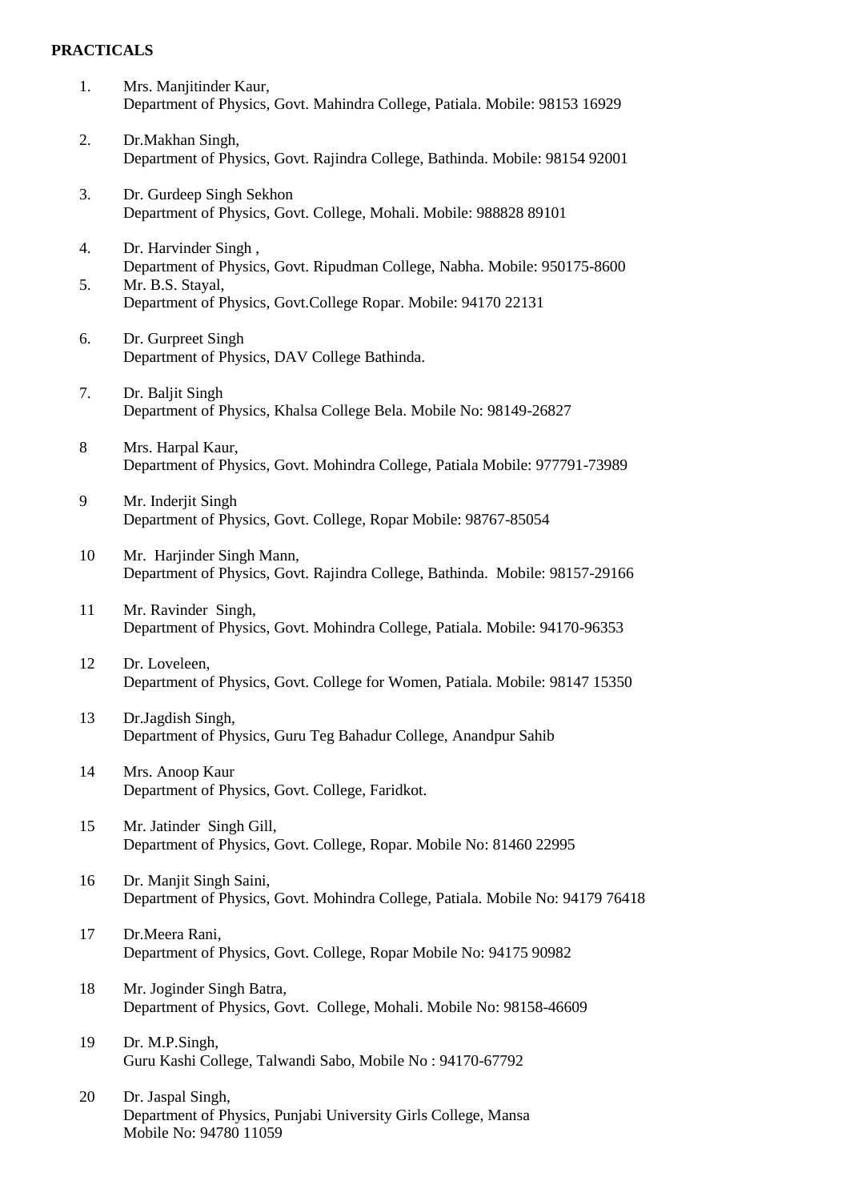**PRACTICALS**

1. Mrs. Manjitinder Kaur,
   Department of Physics, Govt. Mahindra College, Patiala. Mobile: 98153 16929

2. Dr.Makhan Singh,
   Department of Physics, Govt. Rajindra College, Bathinda. Mobile: 98154 92001

3. Dr. Gurdeep Singh Sekhon
   Department of Physics, Govt. College, Mohali. Mobile: 988828 89101

4. Dr. Harvinder Singh ,
   Department of Physics, Govt. Ripudman College, Nabha. Mobile: 950175-8600

5. Mr. B.S. Stayal,
   Department of Physics, Govt.College Ropar. Mobile: 94170 22131

6. Dr. Gurpreet Singh
   Department of Physics, DAV College Bathinda.

7. Dr. Baljit Singh
   Department of Physics, Khalsa College Bela. Mobile No: 98149-26827

8. Mrs. Harpal Kaur,
   Department of Physics, Govt. Mohindra College, Patiala Mobile: 977791-73989

9. Mr. Inderjit Singh
   Department of Physics, Govt. College, Ropar Mobile: 98767-85054

10. Mr. Harjinder Singh Mann,
    Department of Physics, Govt. Rajindra College, Bathinda. Mobile: 98157-29166

11. Mr. Ravinder Singh,
    Department of Physics, Govt. Mohindra College, Patiala. Mobile: 94170-96353

12. Dr. Loveleen,
    Department of Physics, Govt. College for Women, Patiala. Mobile: 98147 15350

13. Dr.Jagdish Singh,
    Department of Physics, Guru Teg Bahadur College, Anandpur Sahib

14. Mrs. Anoop Kaur
    Department of Physics, Govt. College, Faridkot.

15. Mr. Jatinder Singh Gill,
    Department of Physics, Govt. College, Ropar. Mobile No: 81460 22995

16. Dr. Manjit Singh Saini,
    Department of Physics, Govt. Mohindra College, Patiala. Mobile No: 94179 76418

17. Dr.Meera Rani,
    Department of Physics, Govt. College, Ropar Mobile No: 94175 90982

18. Mr. Joginder Singh Batra,
    Department of Physics, Govt. College, Mohali. Mobile No: 98158-46609

19. Dr. M.P.Singh,
    Guru Kashi College, Talwandi Sabo, Mobile No : 94170-67792

20. Dr. Jaspal Singh,
    Department of Physics, Punjabi University Girls College, Mansa
    Mobile No: 94780 11059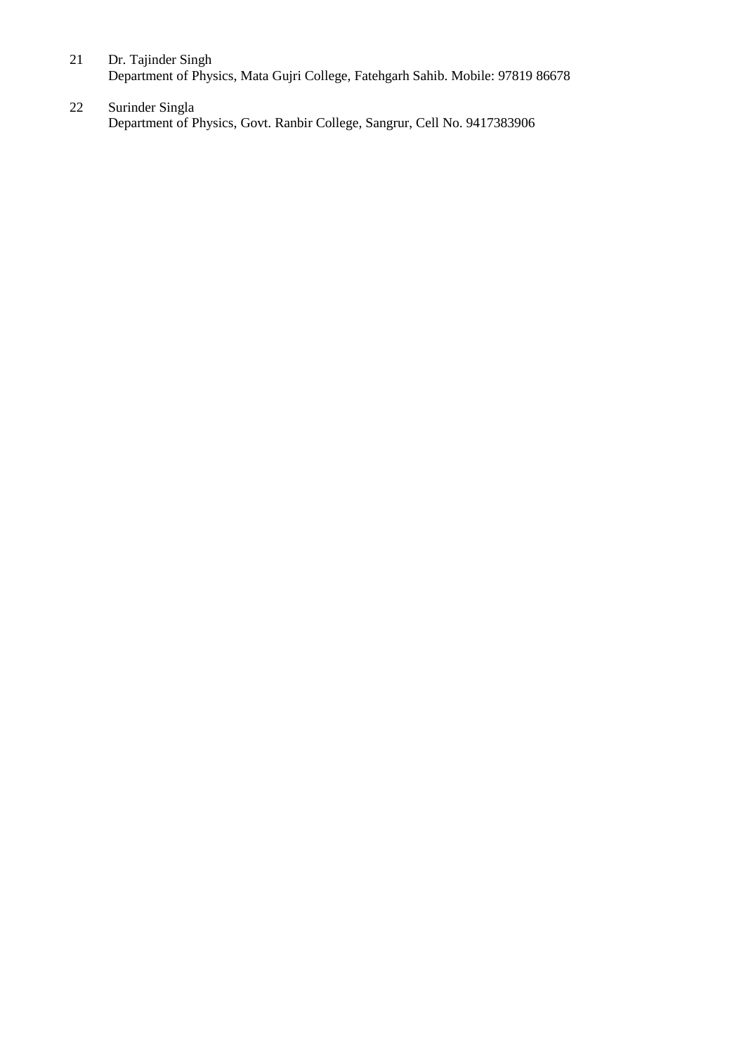21. Dr. Tajinder Singh
    Department of Physics, Mata Gujri College, Fatehgarh Sahib. Mobile: 97819 86678

22. Surinder Singla
    Department of Physics, Govt. Ranbir College, Sangrur, Cell No. 9417383906